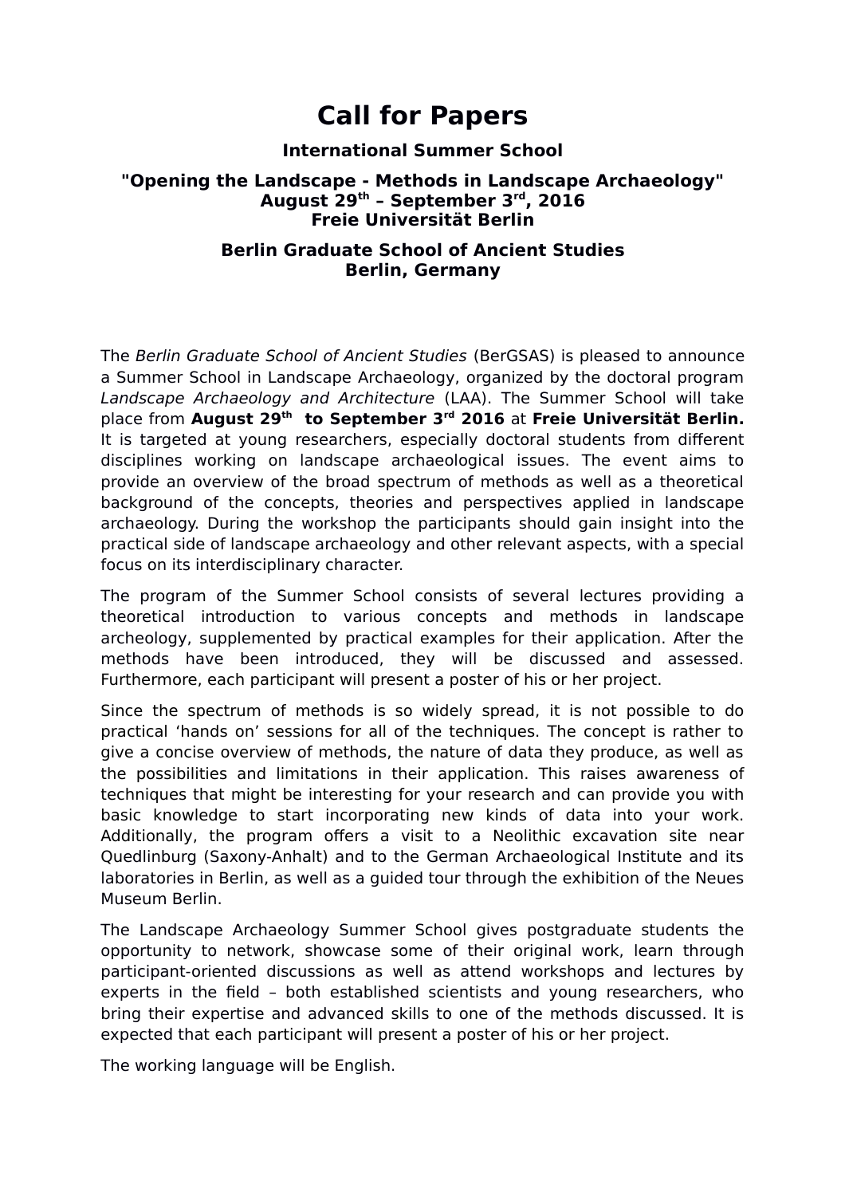# Call for Papers

### International Summer School

### "Opening the Landscape - Methods in Landscape Archaeology"
### August 29th – September 3rd, 2016
### Freie Universität Berlin

### Berlin Graduate School of Ancient Studies
### Berlin, Germany

The *Berlin Graduate School of Ancient Studies* (BerGSAS) is pleased to announce a Summer School in Landscape Archaeology, organized by the doctoral program *Landscape Archaeology and Architecture* (LAA). The Summer School will take place from **August 29th to September 3rd 2016** at **Freie Universität Berlin.** It is targeted at young researchers, especially doctoral students from different disciplines working on landscape archaeological issues. The event aims to provide an overview of the broad spectrum of methods as well as a theoretical background of the concepts, theories and perspectives applied in landscape archaeology. During the workshop the participants should gain insight into the practical side of landscape archaeology and other relevant aspects, with a special focus on its interdisciplinary character.

The program of the Summer School consists of several lectures providing a theoretical introduction to various concepts and methods in landscape archeology, supplemented by practical examples for their application. After the methods have been introduced, they will be discussed and assessed. Furthermore, each participant will present a poster of his or her project.

Since the spectrum of methods is so widely spread, it is not possible to do practical 'hands on' sessions for all of the techniques. The concept is rather to give a concise overview of methods, the nature of data they produce, as well as the possibilities and limitations in their application. This raises awareness of techniques that might be interesting for your research and can provide you with basic knowledge to start incorporating new kinds of data into your work. Additionally, the program offers a visit to a Neolithic excavation site near Quedlinburg (Saxony-Anhalt) and to the German Archaeological Institute and its laboratories in Berlin, as well as a guided tour through the exhibition of the Neues Museum Berlin.

The Landscape Archaeology Summer School gives postgraduate students the opportunity to network, showcase some of their original work, learn through participant-oriented discussions as well as attend workshops and lectures by experts in the field – both established scientists and young researchers, who bring their expertise and advanced skills to one of the methods discussed. It is expected that each participant will present a poster of his or her project.

The working language will be English.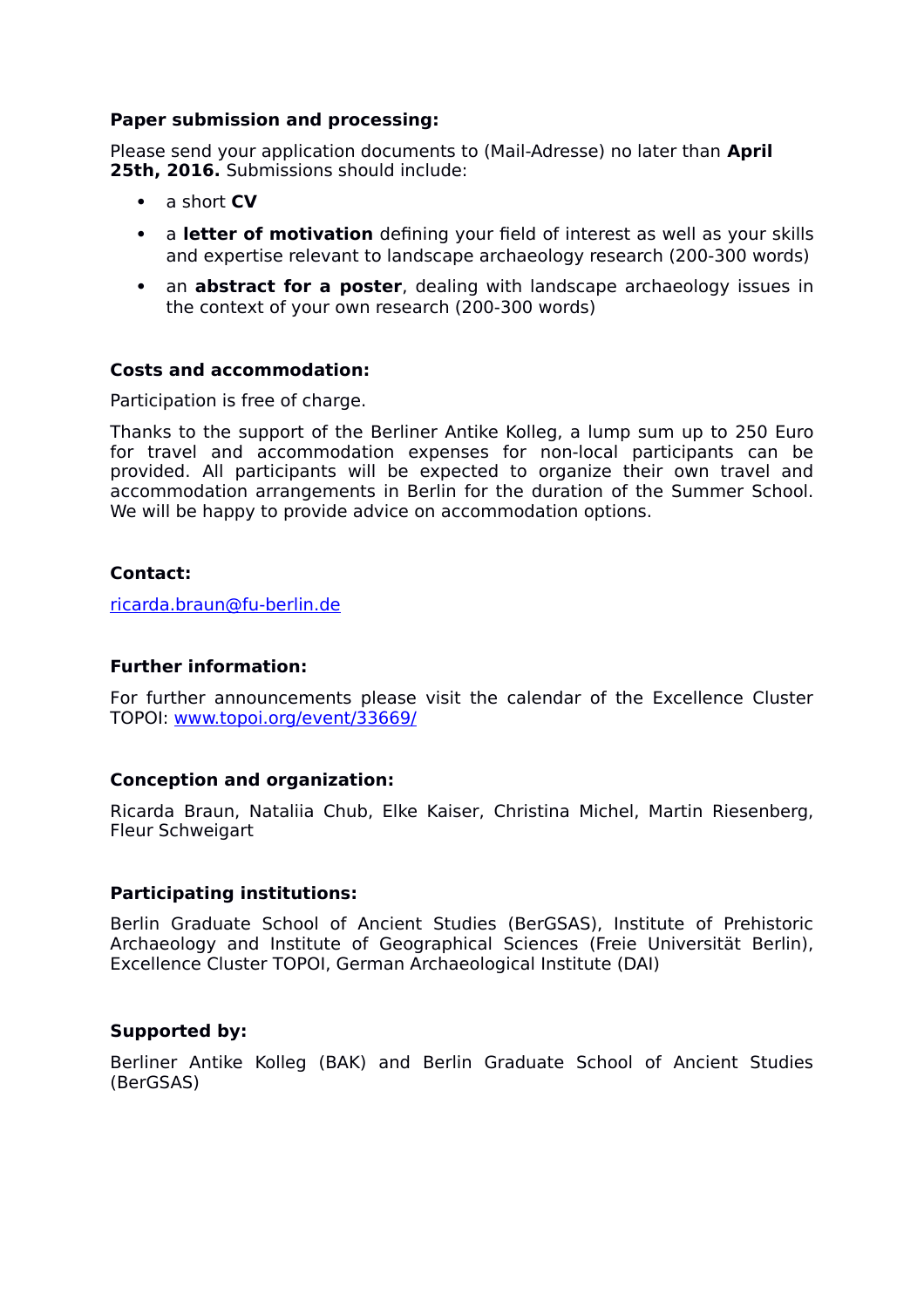**Paper submission and processing:**

Please send your application documents to (Mail-Adresse) no later than **April 25th, 2016.** Submissions should include:

- a short **CV**
- a **letter of motivation** defining your field of interest as well as your skills and expertise relevant to landscape archaeology research (200-300 words)
- an **abstract for a poster**, dealing with landscape archaeology issues in the context of your own research (200-300 words)

**Costs and accommodation:**

Participation is free of charge.

Thanks to the support of the Berliner Antike Kolleg, a lump sum up to 250 Euro for travel and accommodation expenses for non-local participants can be provided. All participants will be expected to organize their own travel and accommodation arrangements in Berlin for the duration of the Summer School. We will be happy to provide advice on accommodation options.

**Contact:**

ricarda.braun@fu-berlin.de

**Further information:**

For further announcements please visit the calendar of the Excellence Cluster TOPOI: www.topoi.org/event/33669/

**Conception and organization:**

Ricarda Braun, Nataliia Chub, Elke Kaiser, Christina Michel, Martin Riesenberg, Fleur Schweigart

**Participating institutions:**

Berlin Graduate School of Ancient Studies (BerGSAS), Institute of Prehistoric Archaeology and Institute of Geographical Sciences (Freie Universität Berlin), Excellence Cluster TOPOI, German Archaeological Institute (DAI)

**Supported by:**

Berliner Antike Kolleg (BAK) and Berlin Graduate School of Ancient Studies (BerGSAS)